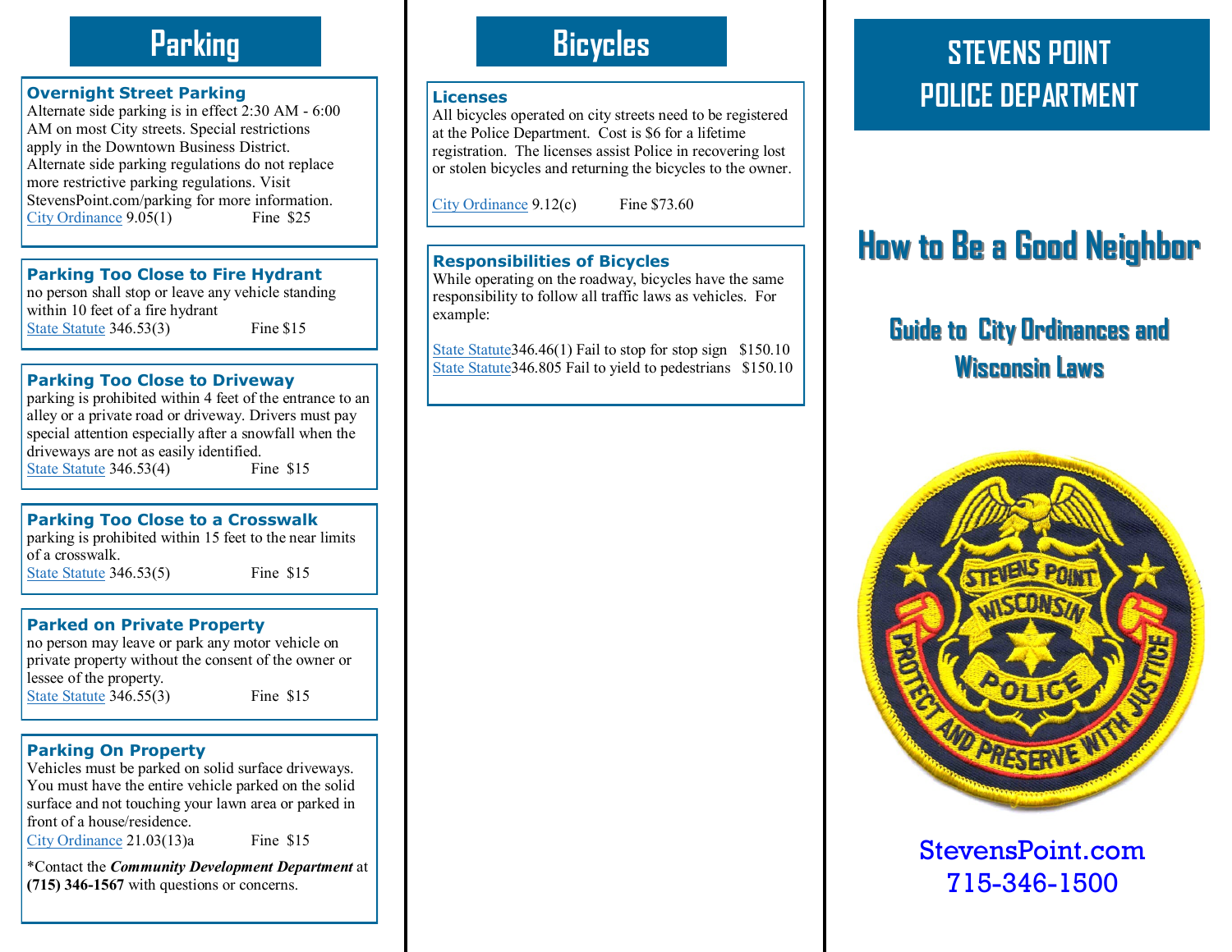# Parking

### Overnight Street Parking

Alternate side parking is in effect 2:30 AM - 6:00 AM on most City streets. Special restrictions apply in the Downtown Business District. Alternate side parking regulations do not replace more restrictive parking regulations. Visit StevensPoint.com/parking for more information.

City Ordinance 9.05(1) Fine $25

### Parking Too Close to Fire Hydrant

no person shall stop or leave any vehicle standing within 10 feet of a fire hydrant

State Statute 346.53(3) Fine $15

### Parking Too Close to Driveway

parking is prohibited within 4 feet of the entrance to an alley or a private road or driveway. Drivers must pay special attention especially after a snowfall when the driveways are not as easily identified.

State Statute 346.53(4) Fine $15

### Parking Too Close to a Crosswalk

parking is prohibited within 15 feet to the near limits of a crosswalk.

State Statute 346.53(5) Fine $15

### Parked on Private Property

no person may leave or park any motor vehicle on private property without the consent of the owner or lessee of the property.

State Statute 346.55(3) Fine $15

### Parking On Property

Vehicles must be parked on solid surface driveways. You must have the entire vehicle parked on the solid surface and not touching your lawn area or parked in front of a house/residence.

City Ordinance 21.03(13)a Fine $15

*Contact the ***Community Development Department*** at **(715) 346-1567** with questions or concerns.

# Bicycles

### Licenses

All bicycles operated on city streets need to be registered at the Police Department. Cost is $6 for a lifetime registration. The licenses assist Police in recovering lost or stolen bicycles and returning the bicycles to the owner.

City Ordinance 9.12(c) Fine $73.60

### Responsibilities of Bicycles

While operating on the roadway, bicycles have the same responsibility to follow all traffic laws as vehicles. For example:

State Statute 346.46(1) Fail to stop for stop sign $150.10
State Statute 346.805 Fail to yield to pedestrians $150.10

# STEVENS POINT POLICE DEPARTMENT

## How to Be a Good Neighbor

### Guide to City Ordinances and Wisconsin Laws

StevensPoint.com
715-346-1500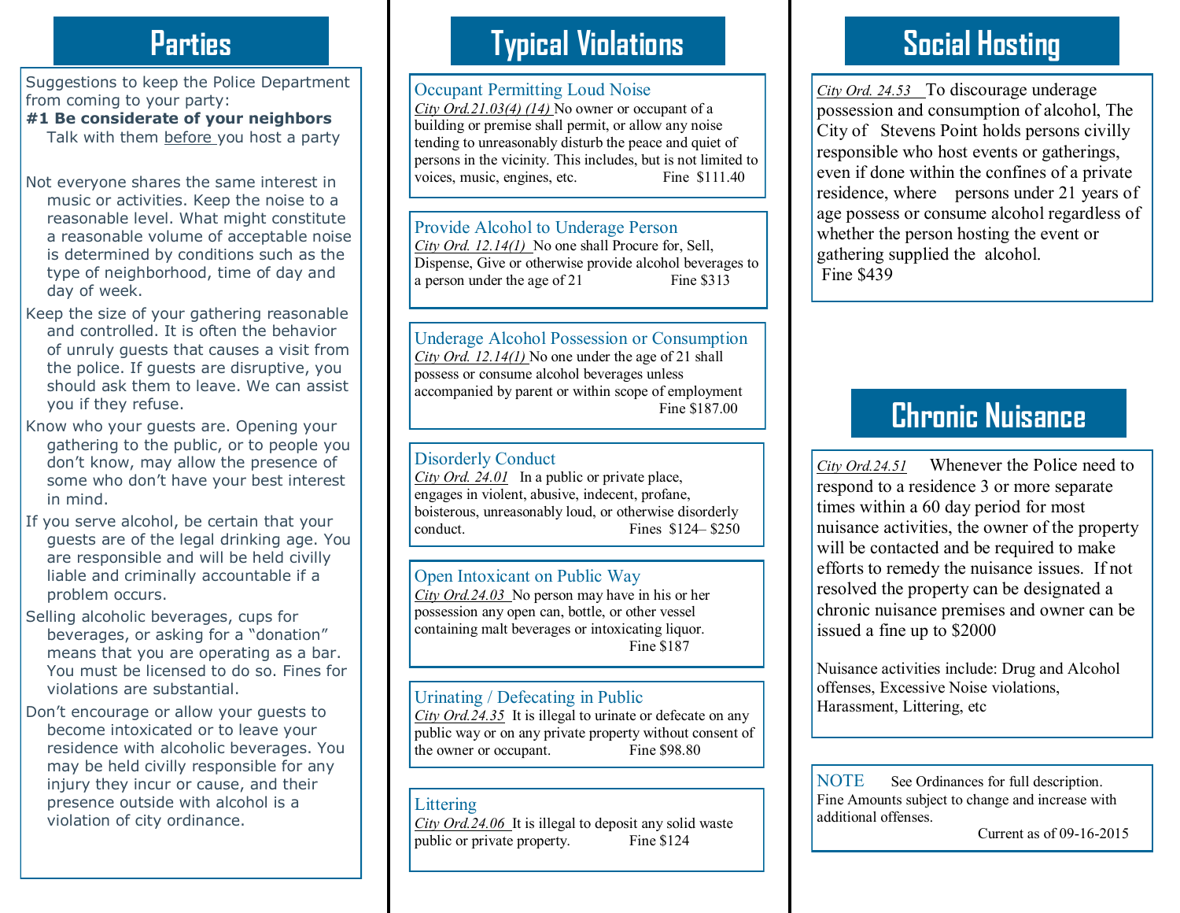# Parties

Suggestions to keep the Police Department from coming to your party:

**#1 Be considerate of your neighbors**

Talk with them before you host a party

Not everyone shares the same interest in music or activities. Keep the noise to a reasonable level. What might constitute a reasonable volume of acceptable noise is determined by conditions such as the type of neighborhood, time of day and day of week.

Keep the size of your gathering reasonable and controlled. It is often the behavior of unruly guests that causes a visit from the police. If guests are disruptive, you should ask them to leave. We can assist you if they refuse.

Know who your guests are. Opening your gathering to the public, or to people you don't know, may allow the presence of some who don't have your best interest in mind.

If you serve alcohol, be certain that your guests are of the legal drinking age. You are responsible and will be held civilly liable and criminally accountable if a problem occurs.

Selling alcoholic beverages, cups for beverages, or asking for a "donation" means that you are operating as a bar. You must be licensed to do so. Fines for violations are substantial.

Don't encourage or allow your guests to become intoxicated or to leave your residence with alcoholic beverages. You may be held civilly responsible for any injury they incur or cause, and their presence outside with alcohol is a violation of city ordinance.

# Typical Violations

## Occupant Permitting Loud Noise

*City Ord.21.03(4) (14)* No owner or occupant of a building or premise shall permit, or allow any noise tending to unreasonably disturb the peace and quiet of persons in the vicinity. This includes, but is not limited to voices, music, engines, etc. Fine $111.40

## Provide Alcohol to Underage Person

*City Ord. 12.14(1)* No one shall Procure for, Sell, Dispense, Give or otherwise provide alcohol beverages to a person under the age of 21 Fine $313

## Underage Alcohol Possession or Consumption

*City Ord. 12.14(1)* No one under the age of 21 shall possess or consume alcohol beverages unless accompanied by parent or within scope of employment Fine $187.00

## Disorderly Conduct

*City Ord. 24.01* In a public or private place, engages in violent, abusive, indecent, profane, boisterous, unreasonably loud, or otherwise disorderly conduct. Fines $124– $250

## Open Intoxicant on Public Way

*City Ord.24.03* No person may have in his or her possession any open can, bottle, or other vessel containing malt beverages or intoxicating liquor. Fine $187

## Urinating / Defecating in Public

*City Ord.24.35* It is illegal to urinate or defecate on any public way or on any private property without consent of the owner or occupant. Fine $98.80

## Littering

*City Ord.24.06* It is illegal to deposit any solid waste public or private property. Fine $124

# Social Hosting

*City Ord. 24.53* To discourage underage possession and consumption of alcohol, The City of Stevens Point holds persons civilly responsible who host events or gatherings, even if done within the confines of a private residence, where persons under 21 years of age possess or consume alcohol regardless of whether the person hosting the event or gathering supplied the alcohol.

Fine $439

# Chronic Nuisance

*City Ord.24.51* Whenever the Police need to respond to a residence 3 or more separate times within a 60 day period for most nuisance activities, the owner of the property will be contacted and be required to make efforts to remedy the nuisance issues. If not resolved the property can be designated a chronic nuisance premises and owner can be issued a fine up to $2000

Nuisance activities include: Drug and Alcohol offenses, Excessive Noise violations, Harassment, Littering, etc

NOTE See Ordinances for full description. Fine Amounts subject to change and increase with additional offenses.

Current as of 09-16-2015